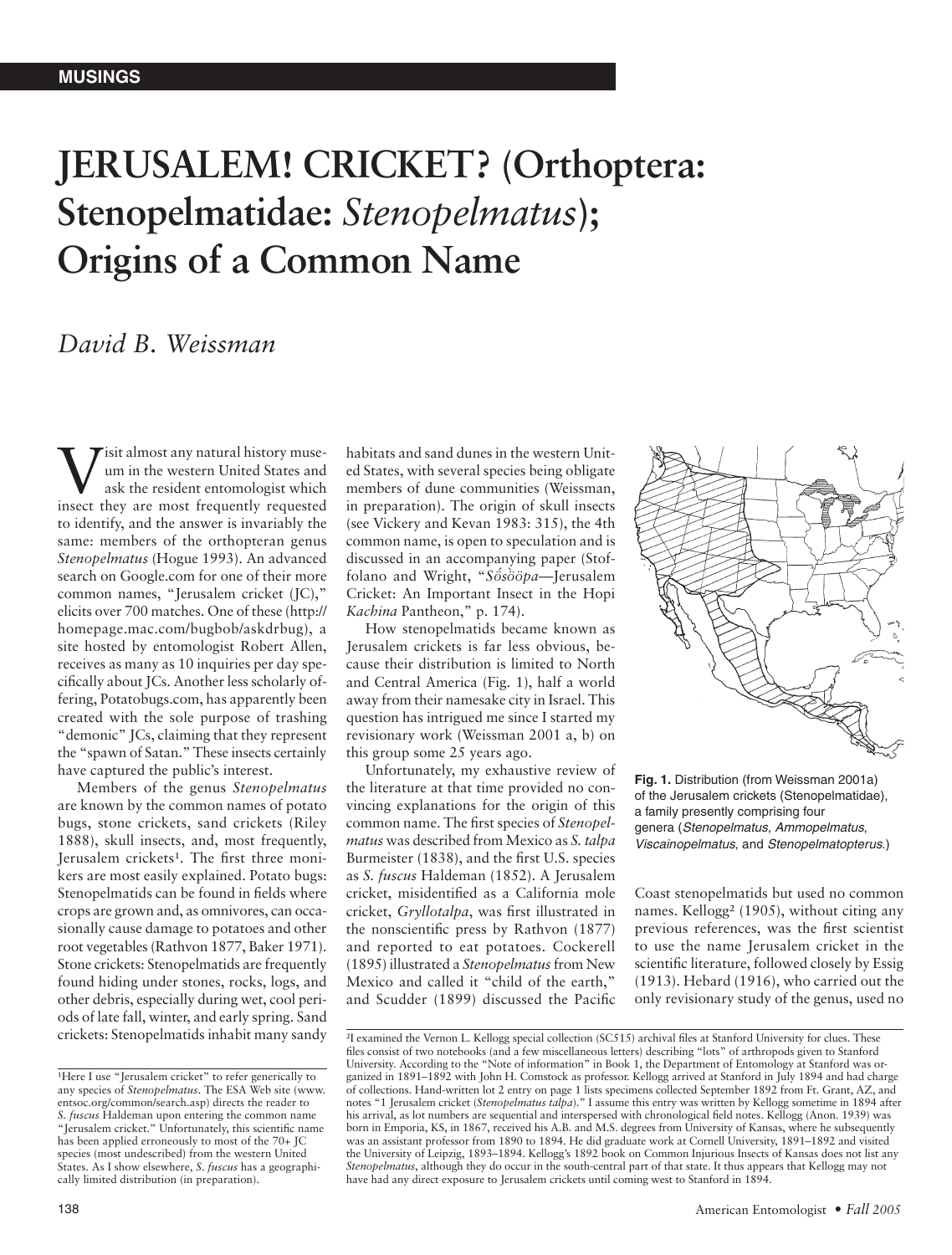MUSINGS

# JERUSALEM! CRICKET? (Orthoptera: Stenopelmatidae: *Stenopelmatus*); Origins of a Common Name

*David B. Weissman*

Visit almost any natural history museum in the western United States and ask the resident entomologist which insect they are most frequently requested to identify, and the answer is invariably the same: members of the orthopteran genus *Stenopelmatus* (Hogue 1993). An advanced search on Google.com for one of their more common names, "Jerusalem cricket (JC)," elicits over 700 matches. One of these (http://homepage.mac.com/bugbob/askdrbug), a site hosted by entomologist Robert Allen, receives as many as 10 inquiries per day specifically about JCs. Another less scholarly offering, Potatobugs.com, has apparently been created with the sole purpose of trashing "demonic" JCs, claiming that they represent the "spawn of Satan." These insects certainly have captured the public's interest.

Members of the genus *Stenopelmatus* are known by the common names of potato bugs, stone crickets, sand crickets (Riley 1888), skull insects, and, most frequently, Jerusalem crickets[1]. The first three monikers are most easily explained. Potato bugs: Stenopelmatids can be found in fields where crops are grown and, as omnivores, can occasionally cause damage to potatoes and other root vegetables (Rathvon 1877, Baker 1971). Stone crickets: Stenopelmatids are frequently found hiding under stones, rocks, logs, and other debris, especially during wet, cool periods of late fall, winter, and early spring. Sand crickets: Stenopelmatids inhabit many sandy habitats and sand dunes in the western United States, with several species being obligate members of dune communities (Weissman, in preparation). The origin of skull insects (see Vickery and Kevan 1983: 315), the 4th common name, is open to speculation and is discussed in an accompanying paper (Stoffolano and Wright, "*Sö́söö̀pa*—Jerusalem Cricket: An Important Insect in the Hopi *Kachina* Pantheon," p. 174).

How stenopelmatids became known as Jerusalem crickets is far less obvious, because their distribution is limited to North and Central America (Fig. 1), half a world away from their namesake city in Israel. This question has intrigued me since I started my revisionary work (Weissman 2001 a, b) on this group some 25 years ago.

Unfortunately, my exhaustive review of the literature at that time provided no convincing explanations for the origin of this common name. The first species of *Stenopelmatus* was described from Mexico as *S. talpa* Burmeister (1838), and the first U.S. species as *S. fuscus* Haldeman (1852). A Jerusalem cricket, misidentified as a California mole cricket, *Gryllotalpa*, was first illustrated in the nonscientific press by Rathvon (1877) and reported to eat potatoes. Cockerell (1895) illustrated a *Stenopelmatus* from New Mexico and called it "child of the earth," and Scudder (1899) discussed the Pacific Coast stenopelmatids but used no common names. Kellogg[2] (1905), without citing any previous references, was the first scientist to use the name Jerusalem cricket in the scientific literature, followed closely by Essig (1913). Hebard (1916), who carried out the only revisionary study of the genus, used no

**Fig. 1.** Distribution (from Weissman 2001a) of the Jerusalem crickets (Stenopelmatidae), a family presently comprising four genera (*Stenopelmatus, Ammopelmatus, Viscainopelmatus*, and *Stenopelmatopterus*.)

---

[1]Here I use "Jerusalem cricket" to refer generically to any species of *Stenopelmatus*. The ESA Web site (www.entsoc.org/common/search.asp) directs the reader to *S. fuscus* Haldeman upon entering the common name "Jerusalem cricket." Unfortunately, this scientific name has been applied erroneously to most of the 70+ JC species (most undescribed) from the western United States. As I show elsewhere, *S. fuscus* has a geographically limited distribution (in preparation).

[2]I examined the Vernon L. Kellogg special collection (SC515) archival files at Stanford University for clues. These files consist of two notebooks (and a few miscellaneous letters) describing "lots" of arthropods given to Stanford University. According to the "Note of information" in Book 1, the Department of Entomology at Stanford was organized in 1891–1892 with John H. Comstock as professor. Kellogg arrived at Stanford in July 1894 and had charge of collections. Hand-written lot 2 entry on page 1 lists specimens collected September 1892 from Ft. Grant, AZ, and notes "1 Jerusalem cricket (*Stenopelmatus talpa*)." I assume this entry was written by Kellogg sometime in 1894 after his arrival, as lot numbers are sequential and interspersed with chronological field notes. Kellogg (Anon. 1939) was born in Emporia, KS, in 1867, received his A.B. and M.S. degrees from University of Kansas, where he subsequently was an assistant professor from 1890 to 1894. He did graduate work at Cornell University, 1891–1892 and visited the University of Leipzig, 1893–1894. Kellogg's 1892 book on Common Injurious Insects of Kansas does not list any *Stenopelmatus*, although they do occur in the south-central part of that state. It thus appears that Kellogg may not have had any direct exposure to Jerusalem crickets until coming west to Stanford in 1894.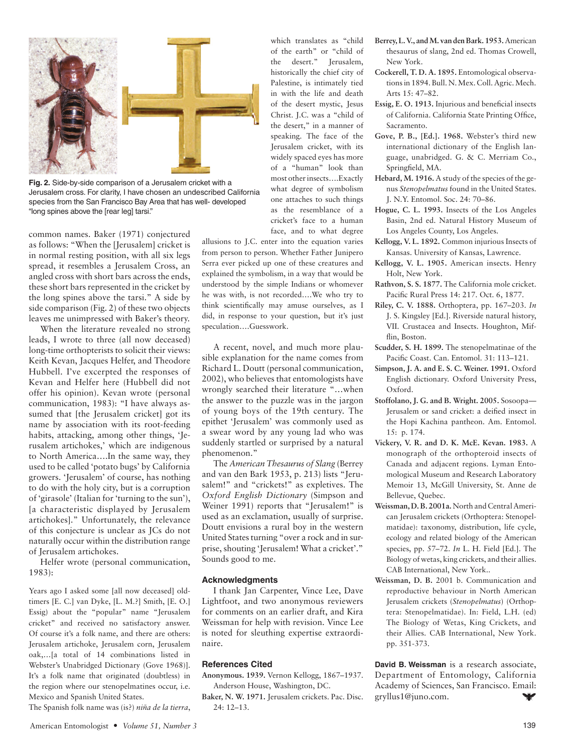Fig. 2. Side-by-side comparison of a Jerusalem cricket with a Jerusalem cross. For clarity, I have chosen an undescribed California species from the San Francisco Bay Area that has well- developed "long spines above the [rear leg] tarsi."

common names. Baker (1971) conjectured as follows: "When the [Jerusalem] cricket is in normal resting position, with all six legs spread, it resembles a Jerusalem Cross, an angled cross with short bars across the ends, these short bars represented in the cricket by the long spines above the tarsi." A side by side comparison (Fig. 2) of these two objects leaves me unimpressed with Baker's theory.

When the literature revealed no strong leads, I wrote to three (all now deceased) long-time orthopterists to solicit their views: Keith Kevan, Jacques Helfer, and Theodore Hubbell. I've excerpted the responses of Kevan and Helfer here (Hubbell did not offer his opinion). Kevan wrote (personal communication, 1983): "I have always assumed that [the Jerusalem cricket] got its name by association with its root-feeding habits, attacking, among other things, 'Jerusalem artichokes,' which are indigenous to North America….In the same way, they used to be called 'potato bugs' by California growers. 'Jerusalem' of course, has nothing to do with the holy city, but is a corruption of 'girasole' (Italian for 'turning to the sun'), [a characteristic displayed by Jerusalem artichokes]." Unfortunately, the relevance of this conjecture is unclear as JCs do not naturally occur within the distribution range of Jerusalem artichokes.

Helfer wrote (personal communication, 1983):

> Years ago I asked some [all now deceased] old-timers [E. C.] van Dyke, [L. M.?] Smith, [E. O.] Essig) about the "popular" name "Jerusalem cricket" and received no satisfactory answer. Of course it's a folk name, and there are others: Jerusalem artichoke, Jerusalem corn, Jerusalem oak,…[a total of 14 combinations listed in Webster's Unabridged Dictionary (Gove 1968)]. It's a folk name that originated (doubtless) in the region where our stenopelmatines occur, i.e. Mexico and Spanish United States.
>
> The Spanish folk name was (is?) *niña de la tierra*, which translates as "child of the earth" or "child of the desert." Jerusalem, historically the chief city of Palestine, is intimately tied in with the life and death of the desert mystic, Jesus Christ. J.C. was a "child of the desert," in a manner of speaking. The face of the Jerusalem cricket, with its widely spaced eyes has more of a "human" look than most other insects….Exactly what degree of symbolism one attaches to such things as the resemblance of a cricket's face to a human face, and to what degree allusions to J.C. enter into the equation varies from person to person. Whether Father Junipero Serra ever picked up one of these creatures and explained the symbolism, in a way that would be understood by the simple Indians or whomever he was with, is not recorded….We who try to think scientifically may amuse ourselves, as I did, in response to your question, but it's just speculation….Guesswork.

A recent, novel, and much more plausible explanation for the name comes from Richard L. Doutt (personal communication, 2002), who believes that entomologists have wrongly searched their literature "…when the answer to the puzzle was in the jargon of young boys of the 19th century. The epithet 'Jerusalem' was commonly used as a swear word by any young lad who was suddenly startled or surprised by a natural phenomenon."

The *American Thesaurus of Slang* (Berrey and van den Bark 1953, p. 213) lists "Jerusalem!" and "crickets!" as expletives. The *Oxford English Dictionary* (Simpson and Weiner 1991) reports that "Jerusalem!" is used as an exclamation, usually of surprise. Doutt envisions a rural boy in the western United States turning "over a rock and in surprise, shouting 'Jerusalem! What a cricket'." Sounds good to me.

### Acknowledgments

I thank Jan Carpenter, Vince Lee, Dave Lightfoot, and two anonymous reviewers for comments on an earlier draft, and Kira Weissman for help with revision. Vince Lee is noted for sleuthing expertise extraordinaire.

### References Cited

**Anonymous. 1939.** Vernon Kellogg, 1867–1937. Anderson House, Washington, DC.

**Baker, N. W. 1971.** Jerusalem crickets. Pac. Disc. 24: 12–13.

**Berrey, L. V., and M. van den Bark. 1953.** American thesaurus of slang, 2nd ed. Thomas Crowell, New York.

**Cockerell, T. D. A. 1895.** Entomological observations in 1894. Bull. N. Mex. Coll. Agric. Mech. Arts 15: 47–82.

**Essig, E. O. 1913.** Injurious and beneficial insects of California. California State Printing Office, Sacramento.

**Gove, P. B., [Ed.]. 1968.** Webster's third new international dictionary of the English language, unabridged. G. & C. Merriam Co., Springfield, MA.

**Hebard, M. 1916.** A study of the species of the genus *Stenopelmatus* found in the United States. J. N.Y. Entomol. Soc. 24: 70–86.

**Hogue, C. L. 1993.** Insects of the Los Angeles Basin, 2nd ed. Natural History Museum of Los Angeles County, Los Angeles.

**Kellogg, V. L. 1892.** Common injurious Insects of Kansas. University of Kansas, Lawrence.

**Kellogg, V. L. 1905.** American insects. Henry Holt, New York.

**Rathvon, S. S. 1877.** The California mole cricket. Pacific Rural Press 14: 217. Oct. 6, 1877.

**Riley, C. V. 1888.** Orthoptera, pp. 167–203. *In* J. S. Kingsley [Ed.]. Riverside natural history, VII. Crustacea and Insects. Houghton, Mifflin, Boston.

**Scudder, S. H. 1899.** The stenopelmatinae of the Pacific Coast. Can. Entomol. 31: 113–121.

**Simpson, J. A. and E. S. C. Weiner. 1991.** Oxford English dictionary. Oxford University Press, Oxford.

**Stoffolano, J. G. and B. Wright. 2005.** Sosoopa—Jerusalem or sand cricket: a deified insect in the Hopi Kachina pantheon. Am. Entomol. 15: p. 174.

**Vickery, V. R. and D. K. McE. Kevan. 1983.** A monograph of the orthopteroid insects of Canada and adjacent regions. Lyman Entomological Museum and Research Laboratory Memoir 13, McGill University, St. Anne de Bellevue, Quebec.

**Weissman, D. B. 2001a.** North and Central American Jerusalem crickets (Orthoptera: Stenopelmatidae): taxonomy, distribution, life cycle, ecology and related biology of the American species, pp. 57–72. *In* L. H. Field [Ed.]. The Biology of wetas, king crickets, and their allies. CAB International, New York..

**Weissman, D. B.** 2001 b. Communication and reproductive behaviour in North American Jerusalem crickets (*Stenopelmatus*) (Orthoptera: Stenopelmatidae). In: Field, L.H. (ed) The Biology of Wetas, King Crickets, and their Allies. CAB International, New York. pp. 351-373.

**David B. Weissman** is a research associate, Department of Entomology, California Academy of Sciences, San Francisco. Email: gryllus1@juno.com.